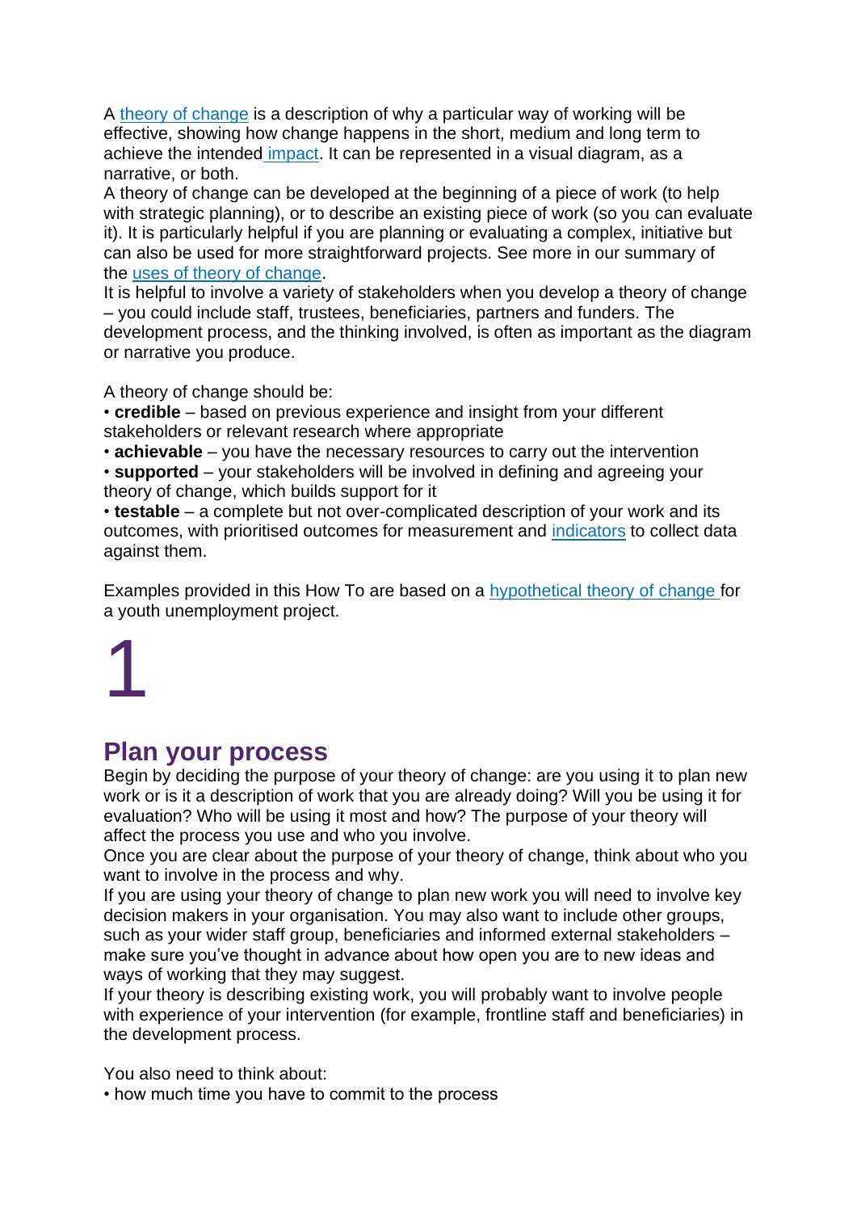A theory of change is a description of why a particular way of working will be effective, showing how change happens in the short, medium and long term to achieve the intended impact. It can be represented in a visual diagram, as a narrative, or both.

A theory of change can be developed at the beginning of a piece of work (to help with strategic planning), or to describe an existing piece of work (so you can evaluate it). It is particularly helpful if you are planning or evaluating a complex, initiative but can also be used for more straightforward projects. See more in our summary of the uses of theory of change.

It is helpful to involve a variety of stakeholders when you develop a theory of change – you could include staff, trustees, beneficiaries, partners and funders. The development process, and the thinking involved, is often as important as the diagram or narrative you produce.

A theory of change should be:

- **credible** – based on previous experience and insight from your different stakeholders or relevant research where appropriate
- **achievable** – you have the necessary resources to carry out the intervention
- **supported** – your stakeholders will be involved in defining and agreeing your theory of change, which builds support for it
- **testable** – a complete but not over-complicated description of your work and its outcomes, with prioritised outcomes for measurement and indicators to collect data against them.

Examples provided in this How To are based on a hypothetical theory of change for a youth unemployment project.

# 1

## Plan your process

Begin by deciding the purpose of your theory of change: are you using it to plan new work or is it a description of work that you are already doing? Will you be using it for evaluation? Who will be using it most and how? The purpose of your theory will affect the process you use and who you involve.

Once you are clear about the purpose of your theory of change, think about who you want to involve in the process and why.

If you are using your theory of change to plan new work you will need to involve key decision makers in your organisation. You may also want to include other groups, such as your wider staff group, beneficiaries and informed external stakeholders – make sure you've thought in advance about how open you are to new ideas and ways of working that they may suggest.

If your theory is describing existing work, you will probably want to involve people with experience of your intervention (for example, frontline staff and beneficiaries) in the development process.

You also need to think about:

- how much time you have to commit to the process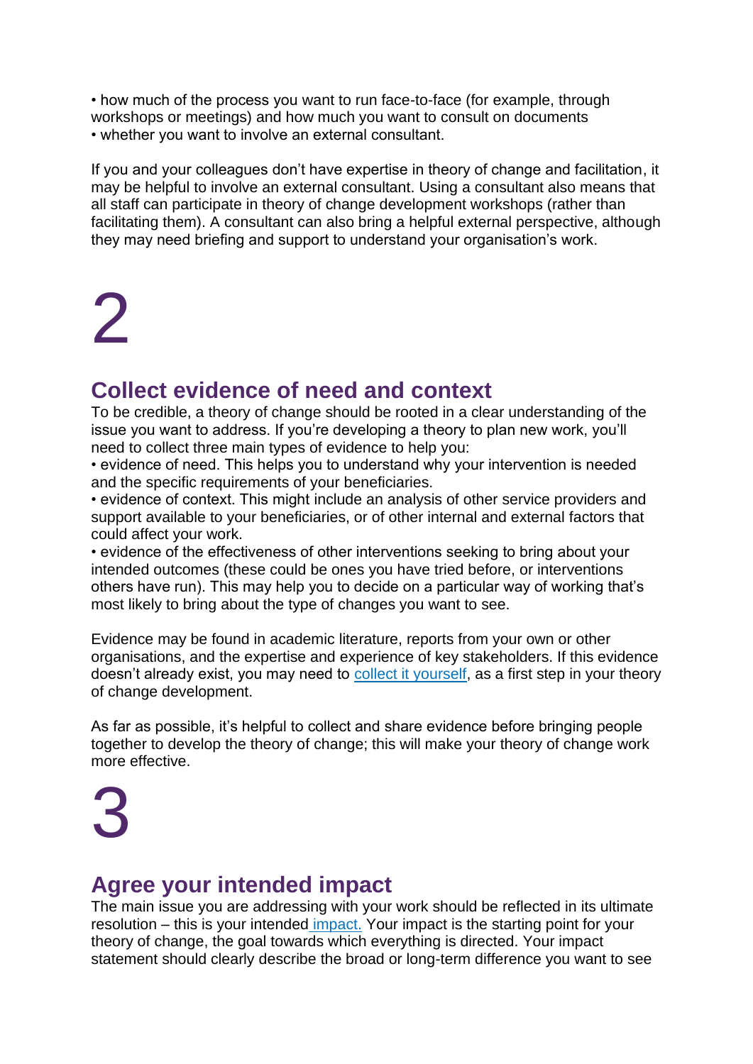- how much of the process you want to run face-to-face (for example, through workshops or meetings) and how much you want to consult on documents
- whether you want to involve an external consultant.

If you and your colleagues don't have expertise in theory of change and facilitation, it may be helpful to involve an external consultant. Using a consultant also means that all staff can participate in theory of change development workshops (rather than facilitating them). A consultant can also bring a helpful external perspective, although they may need briefing and support to understand your organisation's work.

# 2

## Collect evidence of need and context

To be credible, a theory of change should be rooted in a clear understanding of the issue you want to address. If you're developing a theory to plan new work, you'll need to collect three main types of evidence to help you:

- evidence of need. This helps you to understand why your intervention is needed and the specific requirements of your beneficiaries.
- evidence of context. This might include an analysis of other service providers and support available to your beneficiaries, or of other internal and external factors that could affect your work.
- evidence of the effectiveness of other interventions seeking to bring about your intended outcomes (these could be ones you have tried before, or interventions others have run). This may help you to decide on a particular way of working that's most likely to bring about the type of changes you want to see.

Evidence may be found in academic literature, reports from your own or other organisations, and the expertise and experience of key stakeholders. If this evidence doesn't already exist, you may need to collect it yourself, as a first step in your theory of change development.

As far as possible, it's helpful to collect and share evidence before bringing people together to develop the theory of change; this will make your theory of change work more effective.

# 3

## Agree your intended impact

The main issue you are addressing with your work should be reflected in its ultimate resolution – this is your intended impact. Your impact is the starting point for your theory of change, the goal towards which everything is directed. Your impact statement should clearly describe the broad or long-term difference you want to see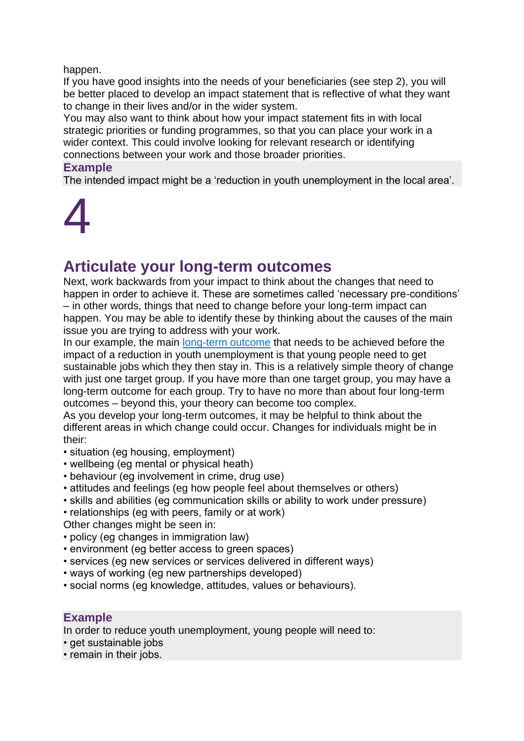happen.
If you have good insights into the needs of your beneficiaries (see step 2), you will be better placed to develop an impact statement that is reflective of what they want to change in their lives and/or in the wider system.
You may also want to think about how your impact statement fits in with local strategic priorities or funding programmes, so that you can place your work in a wider context. This could involve looking for relevant research or identifying connections between your work and those broader priorities.

**Example**
The intended impact might be a 'reduction in youth unemployment in the local area'.

# 4

## Articulate your long-term outcomes

Next, work backwards from your impact to think about the changes that need to happen in order to achieve it. These are sometimes called 'necessary pre-conditions' – in other words, things that need to change before your long-term impact can happen. You may be able to identify these by thinking about the causes of the main issue you are trying to address with your work.
In our example, the main long-term outcome that needs to be achieved before the impact of a reduction in youth unemployment is that young people need to get sustainable jobs which they then stay in. This is a relatively simple theory of change with just one target group. If you have more than one target group, you may have a long-term outcome for each group. Try to have no more than about four long-term outcomes – beyond this, your theory can become too complex.
As you develop your long-term outcomes, it may be helpful to think about the different areas in which change could occur. Changes for individuals might be in their:

- situation (eg housing, employment)
- wellbeing (eg mental or physical heath)
- behaviour (eg involvement in crime, drug use)
- attitudes and feelings (eg how people feel about themselves or others)
- skills and abilities (eg communication skills or ability to work under pressure)
- relationships (eg with peers, family or at work)

Other changes might be seen in:

- policy (eg changes in immigration law)
- environment (eg better access to green spaces)
- services (eg new services or services delivered in different ways)
- ways of working (eg new partnerships developed)
- social norms (eg knowledge, attitudes, values or behaviours).

**Example**
In order to reduce youth unemployment, young people will need to:

- get sustainable jobs
- remain in their jobs.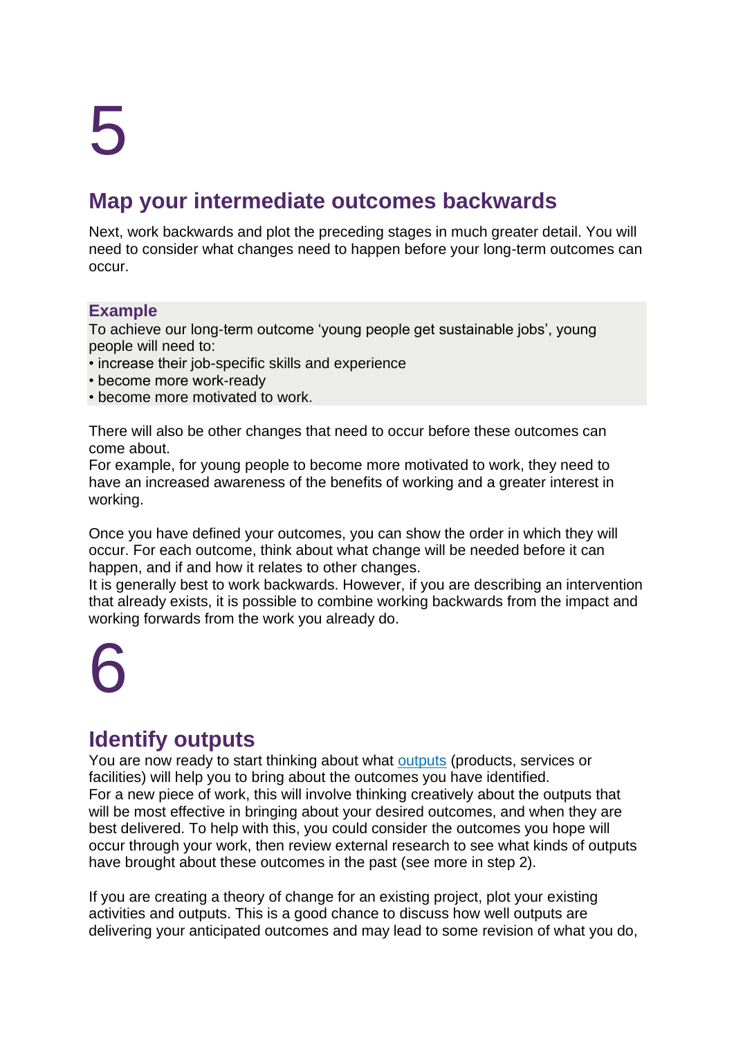# 5

## Map your intermediate outcomes backwards

Next, work backwards and plot the preceding stages in much greater detail. You will need to consider what changes need to happen before your long-term outcomes can occur.

**Example**

To achieve our long-term outcome 'young people get sustainable jobs', young people will need to:

- increase their job-specific skills and experience
- become more work-ready
- become more motivated to work.

There will also be other changes that need to occur before these outcomes can come about.

For example, for young people to become more motivated to work, they need to have an increased awareness of the benefits of working and a greater interest in working.

Once you have defined your outcomes, you can show the order in which they will occur. For each outcome, think about what change will be needed before it can happen, and if and how it relates to other changes.

It is generally best to work backwards. However, if you are describing an intervention that already exists, it is possible to combine working backwards from the impact and working forwards from the work you already do.

# 6

## Identify outputs

You are now ready to start thinking about what outputs (products, services or facilities) will help you to bring about the outcomes you have identified.

For a new piece of work, this will involve thinking creatively about the outputs that will be most effective in bringing about your desired outcomes, and when they are best delivered. To help with this, you could consider the outcomes you hope will occur through your work, then review external research to see what kinds of outputs have brought about these outcomes in the past (see more in step 2).

If you are creating a theory of change for an existing project, plot your existing activities and outputs. This is a good chance to discuss how well outputs are delivering your anticipated outcomes and may lead to some revision of what you do,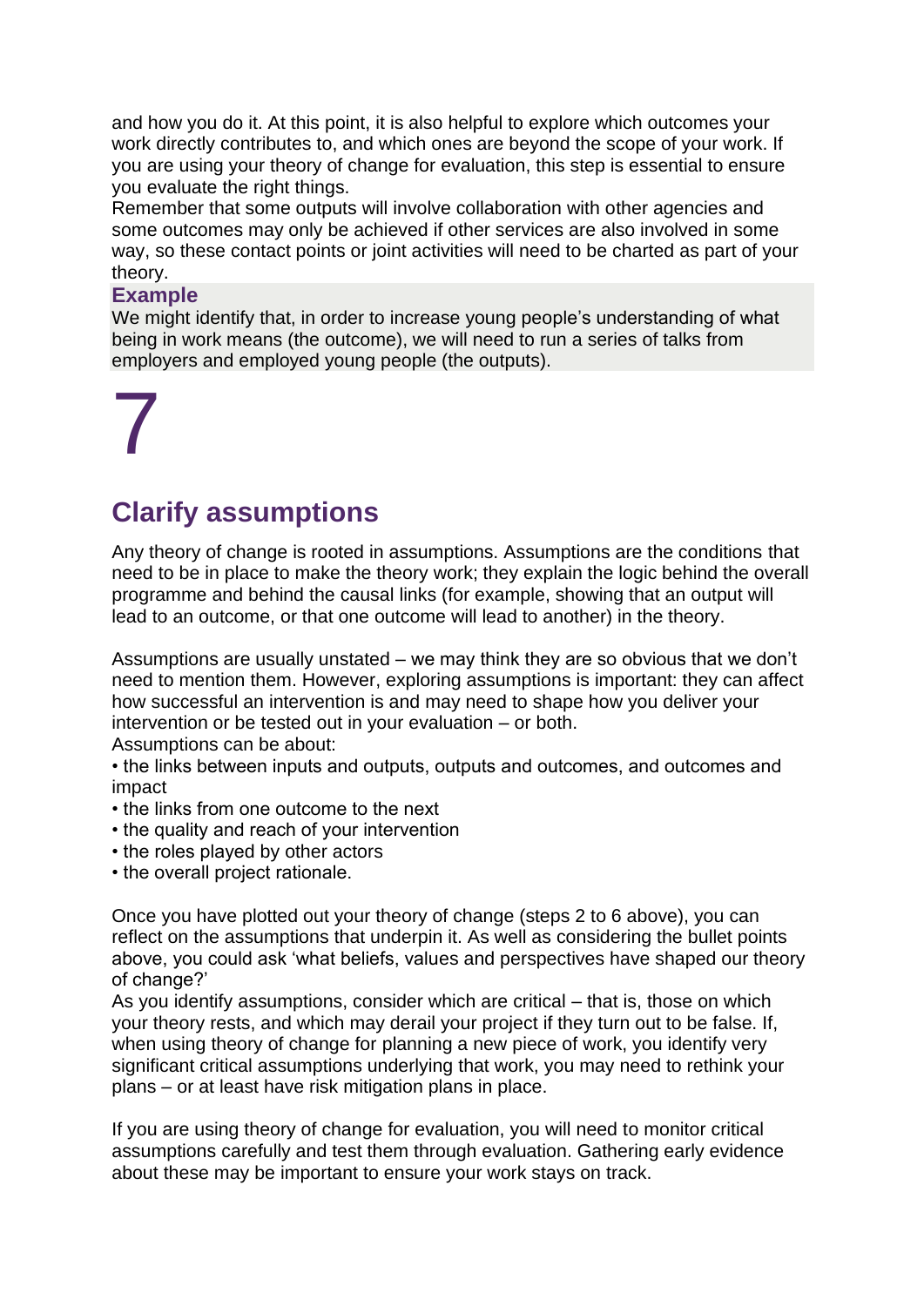and how you do it. At this point, it is also helpful to explore which outcomes your work directly contributes to, and which ones are beyond the scope of your work. If you are using your theory of change for evaluation, this step is essential to ensure you evaluate the right things.

Remember that some outputs will involve collaboration with other agencies and some outcomes may only be achieved if other services are also involved in some way, so these contact points or joint activities will need to be charted as part of your theory.

**Example**

We might identify that, in order to increase young people's understanding of what being in work means (the outcome), we will need to run a series of talks from employers and employed young people (the outputs).

# 7

## Clarify assumptions

Any theory of change is rooted in assumptions. Assumptions are the conditions that need to be in place to make the theory work; they explain the logic behind the overall programme and behind the causal links (for example, showing that an output will lead to an outcome, or that one outcome will lead to another) in the theory.

Assumptions are usually unstated – we may think they are so obvious that we don't need to mention them. However, exploring assumptions is important: they can affect how successful an intervention is and may need to shape how you deliver your intervention or be tested out in your evaluation – or both.

Assumptions can be about:

- the links between inputs and outputs, outputs and outcomes, and outcomes and impact
- the links from one outcome to the next
- the quality and reach of your intervention
- the roles played by other actors
- the overall project rationale.

Once you have plotted out your theory of change (steps 2 to 6 above), you can reflect on the assumptions that underpin it. As well as considering the bullet points above, you could ask 'what beliefs, values and perspectives have shaped our theory of change?'

As you identify assumptions, consider which are critical – that is, those on which your theory rests, and which may derail your project if they turn out to be false. If, when using theory of change for planning a new piece of work, you identify very significant critical assumptions underlying that work, you may need to rethink your plans – or at least have risk mitigation plans in place.

If you are using theory of change for evaluation, you will need to monitor critical assumptions carefully and test them through evaluation. Gathering early evidence about these may be important to ensure your work stays on track.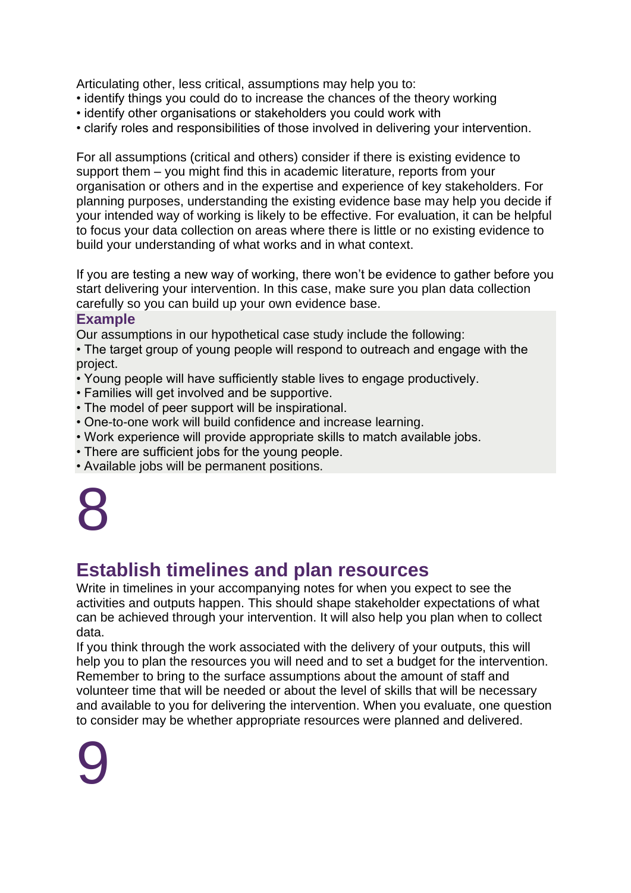Articulating other, less critical, assumptions may help you to:

- identify things you could do to increase the chances of the theory working
- identify other organisations or stakeholders you could work with
- clarify roles and responsibilities of those involved in delivering your intervention.

For all assumptions (critical and others) consider if there is existing evidence to support them – you might find this in academic literature, reports from your organisation or others and in the expertise and experience of key stakeholders. For planning purposes, understanding the existing evidence base may help you decide if your intended way of working is likely to be effective. For evaluation, it can be helpful to focus your data collection on areas where there is little or no existing evidence to build your understanding of what works and in what context.

If you are testing a new way of working, there won't be evidence to gather before you start delivering your intervention. In this case, make sure you plan data collection carefully so you can build up your own evidence base.

**Example**

Our assumptions in our hypothetical case study include the following:

- The target group of young people will respond to outreach and engage with the project.
- Young people will have sufficiently stable lives to engage productively.
- Families will get involved and be supportive.
- The model of peer support will be inspirational.
- One-to-one work will build confidence and increase learning.
- Work experience will provide appropriate skills to match available jobs.
- There are sufficient jobs for the young people.
- Available jobs will be permanent positions.

# 8

## Establish timelines and plan resources

Write in timelines in your accompanying notes for when you expect to see the activities and outputs happen. This should shape stakeholder expectations of what can be achieved through your intervention. It will also help you plan when to collect data.

If you think through the work associated with the delivery of your outputs, this will help you to plan the resources you will need and to set a budget for the intervention. Remember to bring to the surface assumptions about the amount of staff and volunteer time that will be needed or about the level of skills that will be necessary and available to you for delivering the intervention. When you evaluate, one question to consider may be whether appropriate resources were planned and delivered.

# 9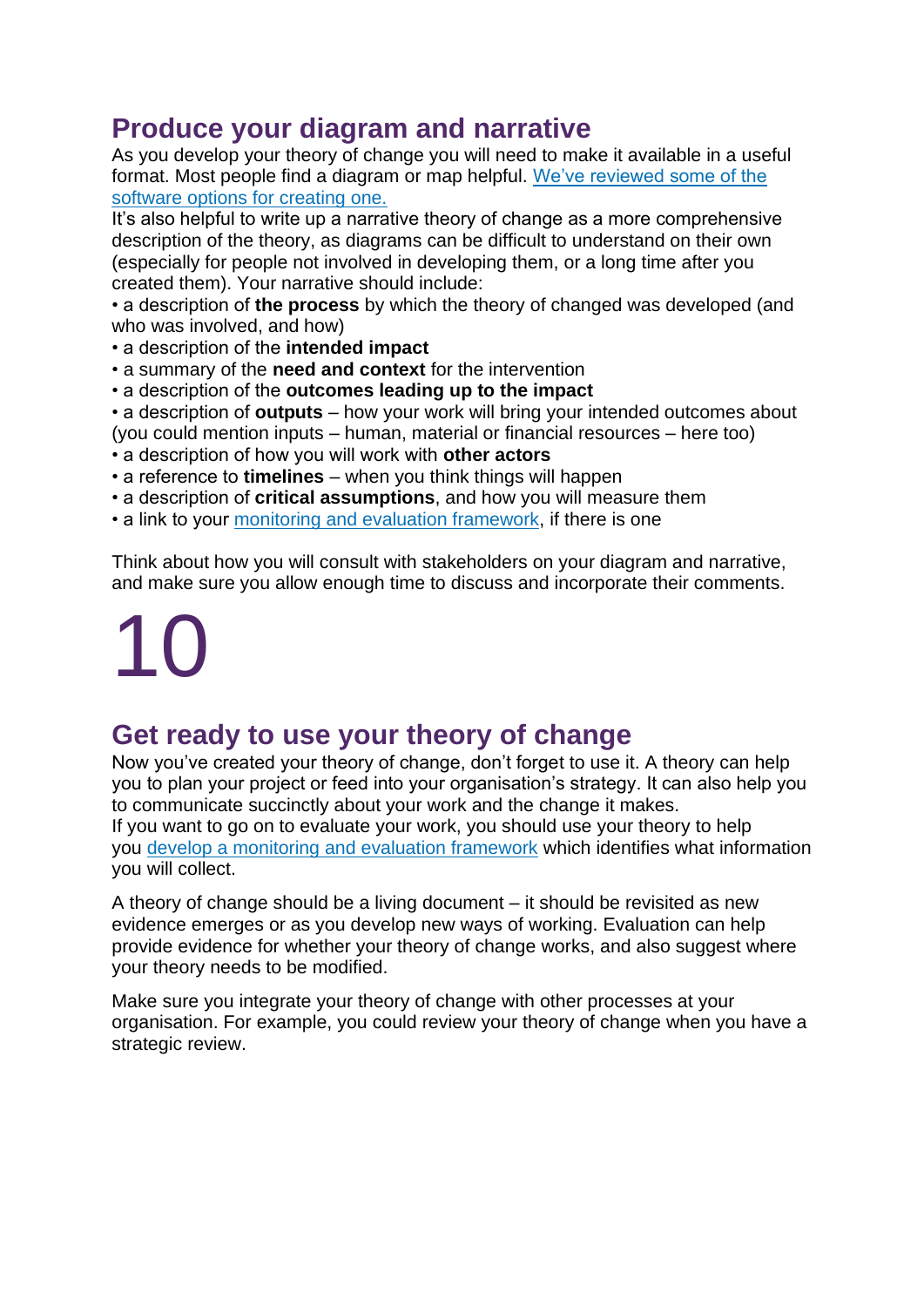## Produce your diagram and narrative

As you develop your theory of change you will need to make it available in a useful format. Most people find a diagram or map helpful. [We've reviewed some of the software options for creating one.](#)

It's also helpful to write up a narrative theory of change as a more comprehensive description of the theory, as diagrams can be difficult to understand on their own (especially for people not involved in developing them, or a long time after you created them). Your narrative should include:

- a description of **the process** by which the theory of changed was developed (and who was involved, and how)
- a description of the **intended impact**
- a summary of the **need and context** for the intervention
- a description of the **outcomes leading up to the impact**
- a description of **outputs** – how your work will bring your intended outcomes about (you could mention inputs – human, material or financial resources – here too)
- a description of how you will work with **other actors**
- a reference to **timelines** – when you think things will happen
- a description of **critical assumptions**, and how you will measure them
- a link to your [monitoring and evaluation framework](#), if there is one

Think about how you will consult with stakeholders on your diagram and narrative, and make sure you allow enough time to discuss and incorporate their comments.

# 10

## Get ready to use your theory of change

Now you've created your theory of change, don't forget to use it. A theory can help you to plan your project or feed into your organisation's strategy. It can also help you to communicate succinctly about your work and the change it makes.

If you want to go on to evaluate your work, you should use your theory to help you [develop a monitoring and evaluation framework](#) which identifies what information you will collect.

A theory of change should be a living document – it should be revisited as new evidence emerges or as you develop new ways of working. Evaluation can help provide evidence for whether your theory of change works, and also suggest where your theory needs to be modified.

Make sure you integrate your theory of change with other processes at your organisation. For example, you could review your theory of change when you have a strategic review.